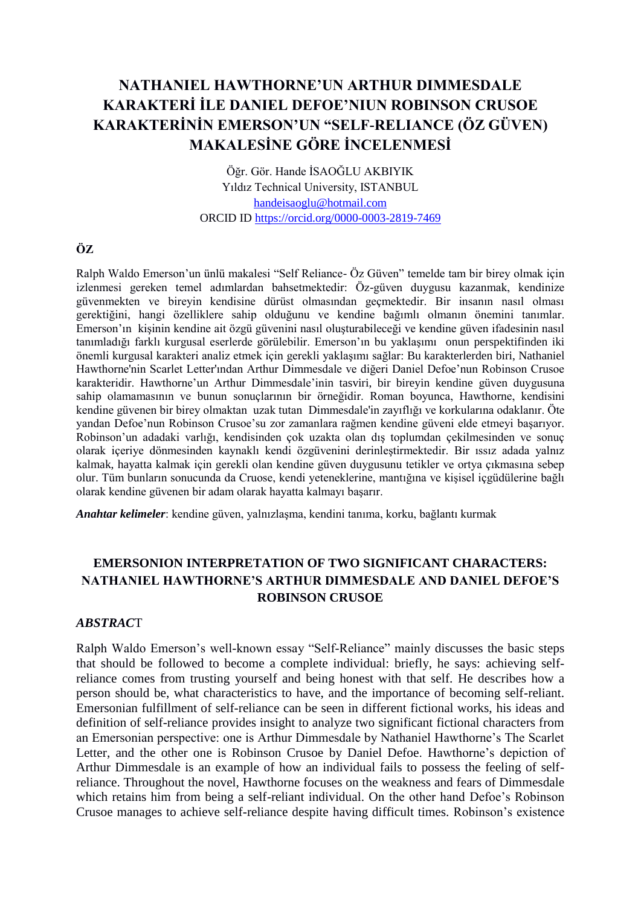# NATHANIEL HAWTHORNE'UN ARTHUR DIMMESDALE KARAKTERİ İLE DANIEL DEFOE'NIUN ROBINSON CRUSOE KARAKTERİNİN EMERSON'UN "SELF-RELIANCE (ÖZ GÜVEN) MAKALESİNE GÖRE İNCELENMESİ

Öğr. Gör. Hande İSAOĞLU AKBIYIK
Yıldız Technical University, ISTANBUL
handeisaoglu@hotmail.com
ORCID ID https://orcid.org/0000-0003-2819-7469

## ÖZ

Ralph Waldo Emerson'un ünlü makalesi "Self Reliance- Öz Güven" temelde tam bir birey olmak için izlenmesi gereken temel adımlardan bahsetmektedir: Öz-güven duygusu kazanmak, kendinize güvenmekten ve bireyin kendisine dürüst olmasından geçmektedir. Bir insanın nasıl olması gerektiğini, hangi özelliklere sahip olduğunu ve kendine bağımlı olmanın önemini tanımlar. Emerson'ın kişinin kendine ait özgü güvenini nasıl oluşturabileceği ve kendine güven ifadesinin nasıl tanımladığı farklı kurgusal eserlerde görülebilir. Emerson'ın bu yaklaşımı onun perspektifinden iki önemli kurgusal karakteri analiz etmek için gerekli yaklaşımı sağlar: Bu karakterlerden biri, Nathaniel Hawthorne'nin Scarlet Letter'ından Arthur Dimmesdale ve diğeri Daniel Defoe'nun Robinson Crusoe karakteridir. Hawthorne'un Arthur Dimmesdale'inin tasviri, bir bireyin kendine güven duygusuna sahip olamamasının ve bunun sonuçlarının bir örneğidir. Roman boyunca, Hawthorne, kendisini kendine güvenen bir birey olmaktan uzak tutan Dimmesdale'in zayıflığı ve korkularına odaklanır. Öte yandan Defoe'nun Robinson Crusoe'su zor zamanlara rağmen kendine güveni elde etmeyi başarıyor. Robinson'un adadaki varlığı, kendisinden çok uzakta olan dış toplumdan çekilmesinden ve sonuç olarak içeriye dönmesinden kaynaklı kendi özgüvenini derinleştirmektedir. Bir ıssız adada yalnız kalmak, hayatta kalmak için gerekli olan kendine güven duygusunu tetikler ve ortya çıkmasına sebep olur. Tüm bunların sonucunda da Cruose, kendi yeteneklerine, mantığına ve kişisel içgüdülerine bağlı olarak kendine güvenen bir adam olarak hayatta kalmayı başarır.

***Anahtar kelimeler***: kendine güven, yalnızlaşma, kendini tanıma, korku, bağlantı kurmak

# EMERSONION INTERPRETATION OF TWO SIGNIFICANT CHARACTERS: NATHANIEL HAWTHORNE'S ARTHUR DIMMESDALE AND DANIEL DEFOE'S ROBINSON CRUSOE

## *ABSTRACT*

Ralph Waldo Emerson's well-known essay "Self-Reliance" mainly discusses the basic steps that should be followed to become a complete individual: briefly, he says: achieving self-reliance comes from trusting yourself and being honest with that self. He describes how a person should be, what characteristics to have, and the importance of becoming self-reliant. Emersonian fulfillment of self-reliance can be seen in different fictional works, his ideas and definition of self-reliance provides insight to analyze two significant fictional characters from an Emersonian perspective: one is Arthur Dimmesdale by Nathaniel Hawthorne's The Scarlet Letter, and the other one is Robinson Crusoe by Daniel Defoe. Hawthorne's depiction of Arthur Dimmesdale is an example of how an individual fails to possess the feeling of self-reliance. Throughout the novel, Hawthorne focuses on the weakness and fears of Dimmesdale which retains him from being a self-reliant individual. On the other hand Defoe's Robinson Crusoe manages to achieve self-reliance despite having difficult times. Robinson's existence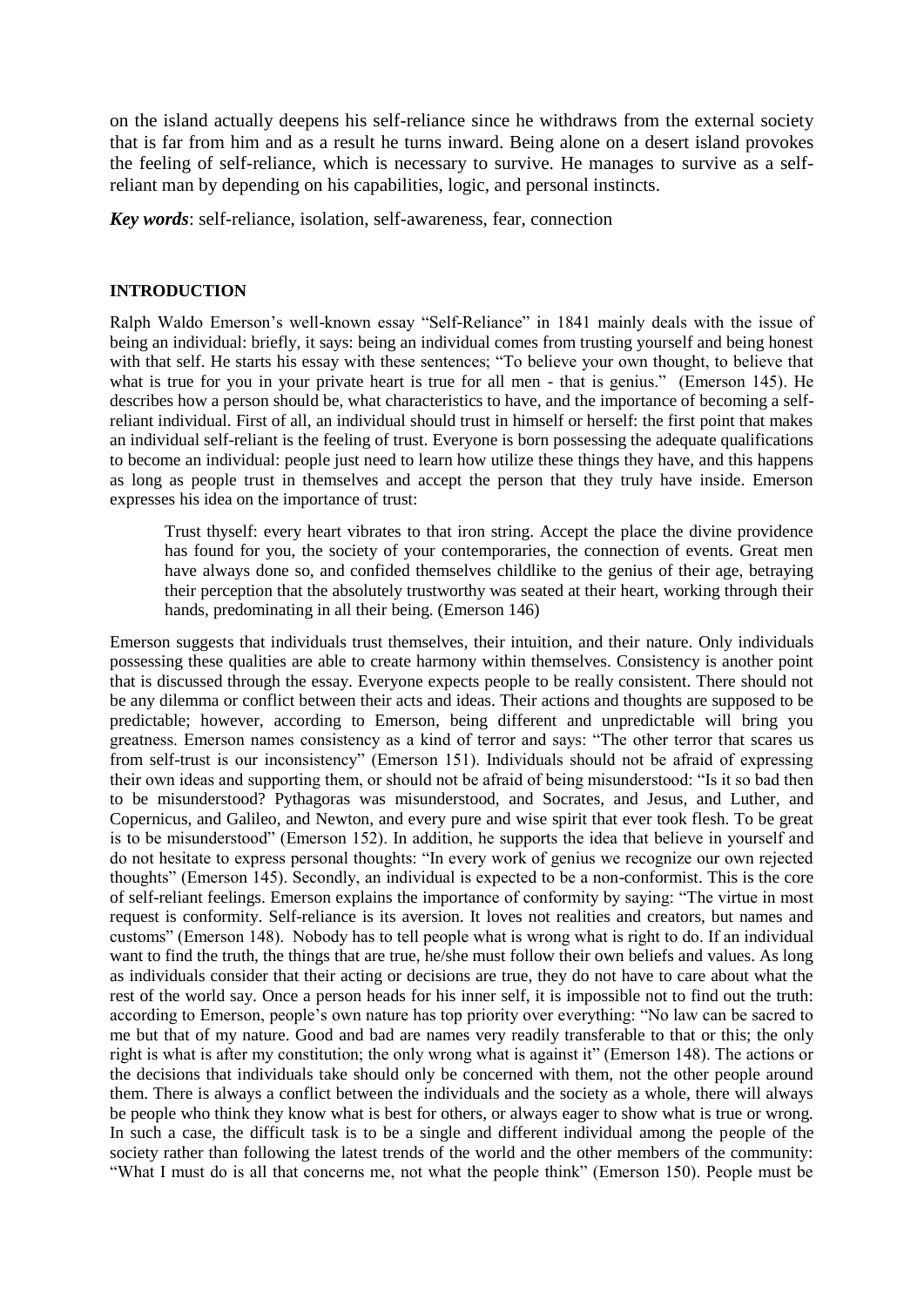on the island actually deepens his self-reliance since he withdraws from the external society that is far from him and as a result he turns inward. Being alone on a desert island provokes the feeling of self-reliance, which is necessary to survive. He manages to survive as a self-reliant man by depending on his capabilities, logic, and personal instincts.

***Key words***: self-reliance, isolation, self-awareness, fear, connection

## INTRODUCTION

Ralph Waldo Emerson's well-known essay "Self-Reliance" in 1841 mainly deals with the issue of being an individual: briefly, it says: being an individual comes from trusting yourself and being honest with that self. He starts his essay with these sentences; "To believe your own thought, to believe that what is true for you in your private heart is true for all men - that is genius." (Emerson 145). He describes how a person should be, what characteristics to have, and the importance of becoming a self-reliant individual. First of all, an individual should trust in himself or herself: the first point that makes an individual self-reliant is the feeling of trust. Everyone is born possessing the adequate qualifications to become an individual: people just need to learn how utilize these things they have, and this happens as long as people trust in themselves and accept the person that they truly have inside. Emerson expresses his idea on the importance of trust:

> Trust thyself: every heart vibrates to that iron string. Accept the place the divine providence has found for you, the society of your contemporaries, the connection of events. Great men have always done so, and confided themselves childlike to the genius of their age, betraying their perception that the absolutely trustworthy was seated at their heart, working through their hands, predominating in all their being. (Emerson 146)

Emerson suggests that individuals trust themselves, their intuition, and their nature. Only individuals possessing these qualities are able to create harmony within themselves. Consistency is another point that is discussed through the essay. Everyone expects people to be really consistent. There should not be any dilemma or conflict between their acts and ideas. Their actions and thoughts are supposed to be predictable; however, according to Emerson, being different and unpredictable will bring you greatness. Emerson names consistency as a kind of terror and says: "The other terror that scares us from self-trust is our inconsistency" (Emerson 151). Individuals should not be afraid of expressing their own ideas and supporting them, or should not be afraid of being misunderstood: "Is it so bad then to be misunderstood? Pythagoras was misunderstood, and Socrates, and Jesus, and Luther, and Copernicus, and Galileo, and Newton, and every pure and wise spirit that ever took flesh. To be great is to be misunderstood" (Emerson 152). In addition, he supports the idea that believe in yourself and do not hesitate to express personal thoughts: "In every work of genius we recognize our own rejected thoughts" (Emerson 145). Secondly, an individual is expected to be a non-conformist. This is the core of self-reliant feelings. Emerson explains the importance of conformity by saying: "The virtue in most request is conformity. Self-reliance is its aversion. It loves not realities and creators, but names and customs" (Emerson 148). Nobody has to tell people what is wrong what is right to do. If an individual want to find the truth, the things that are true, he/she must follow their own beliefs and values. As long as individuals consider that their acting or decisions are true, they do not have to care about what the rest of the world say. Once a person heads for his inner self, it is impossible not to find out the truth: according to Emerson, people's own nature has top priority over everything: "No law can be sacred to me but that of my nature. Good and bad are names very readily transferable to that or this; the only right is what is after my constitution; the only wrong what is against it" (Emerson 148). The actions or the decisions that individuals take should only be concerned with them, not the other people around them. There is always a conflict between the individuals and the society as a whole, there will always be people who think they know what is best for others, or always eager to show what is true or wrong. In such a case, the difficult task is to be a single and different individual among the people of the society rather than following the latest trends of the world and the other members of the community: "What I must do is all that concerns me, not what the people think" (Emerson 150). People must be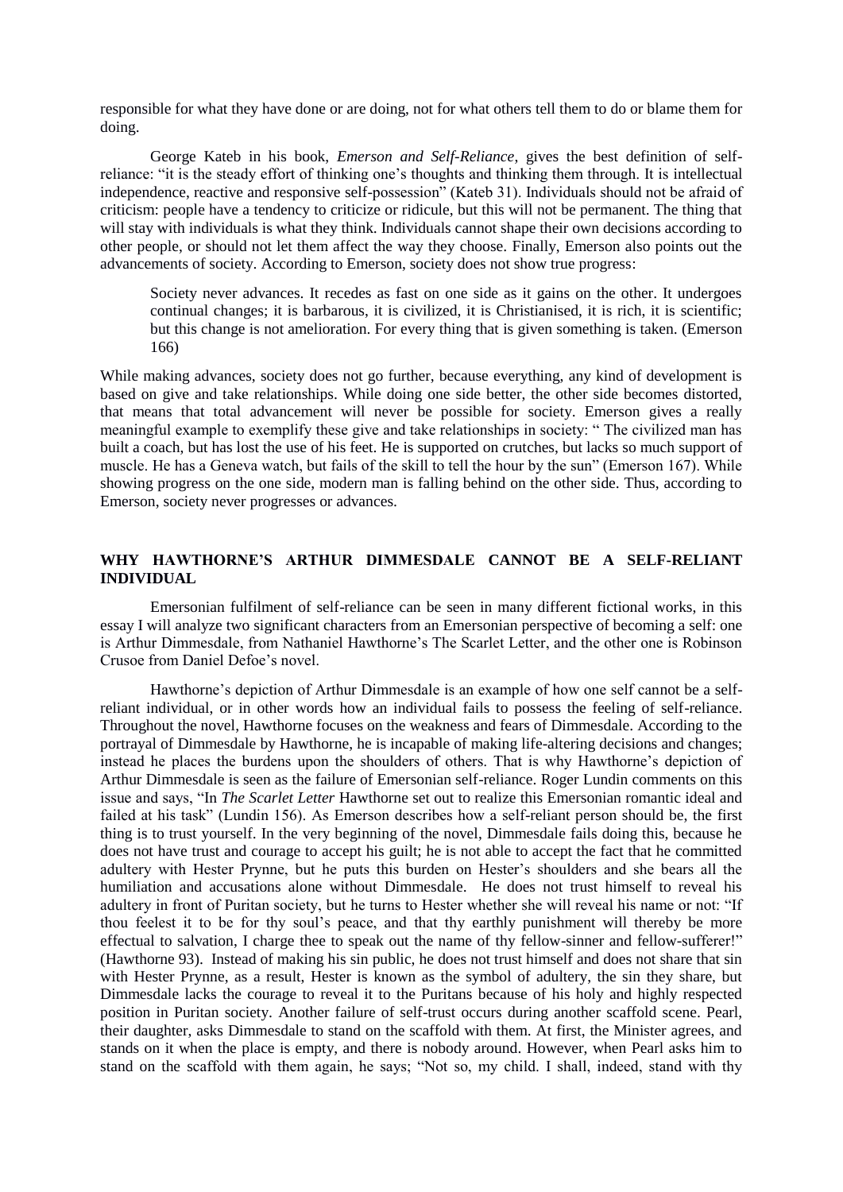responsible for what they have done or are doing, not for what others tell them to do or blame them for doing.

George Kateb in his book, *Emerson and Self-Reliance,* gives the best definition of self-reliance: "it is the steady effort of thinking one's thoughts and thinking them through. It is intellectual independence, reactive and responsive self-possession" (Kateb 31). Individuals should not be afraid of criticism: people have a tendency to criticize or ridicule, but this will not be permanent. The thing that will stay with individuals is what they think. Individuals cannot shape their own decisions according to other people, or should not let them affect the way they choose. Finally, Emerson also points out the advancements of society. According to Emerson, society does not show true progress:

> Society never advances. It recedes as fast on one side as it gains on the other. It undergoes continual changes; it is barbarous, it is civilized, it is Christianised, it is rich, it is scientific; but this change is not amelioration. For every thing that is given something is taken. (Emerson 166)

While making advances, society does not go further, because everything, any kind of development is based on give and take relationships. While doing one side better, the other side becomes distorted, that means that total advancement will never be possible for society. Emerson gives a really meaningful example to exemplify these give and take relationships in society: " The civilized man has built a coach, but has lost the use of his feet. He is supported on crutches, but lacks so much support of muscle. He has a Geneva watch, but fails of the skill to tell the hour by the sun" (Emerson 167). While showing progress on the one side, modern man is falling behind on the other side. Thus, according to Emerson, society never progresses or advances.

## WHY HAWTHORNE'S ARTHUR DIMMESDALE CANNOT BE A SELF-RELIANT INDIVIDUAL

Emersonian fulfilment of self-reliance can be seen in many different fictional works, in this essay I will analyze two significant characters from an Emersonian perspective of becoming a self: one is Arthur Dimmesdale, from Nathaniel Hawthorne's The Scarlet Letter, and the other one is Robinson Crusoe from Daniel Defoe's novel.

Hawthorne's depiction of Arthur Dimmesdale is an example of how one self cannot be a self-reliant individual, or in other words how an individual fails to possess the feeling of self-reliance. Throughout the novel, Hawthorne focuses on the weakness and fears of Dimmesdale. According to the portrayal of Dimmesdale by Hawthorne, he is incapable of making life-altering decisions and changes; instead he places the burdens upon the shoulders of others. That is why Hawthorne's depiction of Arthur Dimmesdale is seen as the failure of Emersonian self-reliance. Roger Lundin comments on this issue and says, "In *The Scarlet Letter* Hawthorne set out to realize this Emersonian romantic ideal and failed at his task" (Lundin 156). As Emerson describes how a self-reliant person should be, the first thing is to trust yourself. In the very beginning of the novel, Dimmesdale fails doing this, because he does not have trust and courage to accept his guilt; he is not able to accept the fact that he committed adultery with Hester Prynne, but he puts this burden on Hester's shoulders and she bears all the humiliation and accusations alone without Dimmesdale. He does not trust himself to reveal his adultery in front of Puritan society, but he turns to Hester whether she will reveal his name or not: "If thou feelest it to be for thy soul's peace, and that thy earthly punishment will thereby be more effectual to salvation, I charge thee to speak out the name of thy fellow-sinner and fellow-sufferer!" (Hawthorne 93). Instead of making his sin public, he does not trust himself and does not share that sin with Hester Prynne, as a result, Hester is known as the symbol of adultery, the sin they share, but Dimmesdale lacks the courage to reveal it to the Puritans because of his holy and highly respected position in Puritan society. Another failure of self-trust occurs during another scaffold scene. Pearl, their daughter, asks Dimmesdale to stand on the scaffold with them. At first, the Minister agrees, and stands on it when the place is empty, and there is nobody around. However, when Pearl asks him to stand on the scaffold with them again, he says; "Not so, my child. I shall, indeed, stand with thy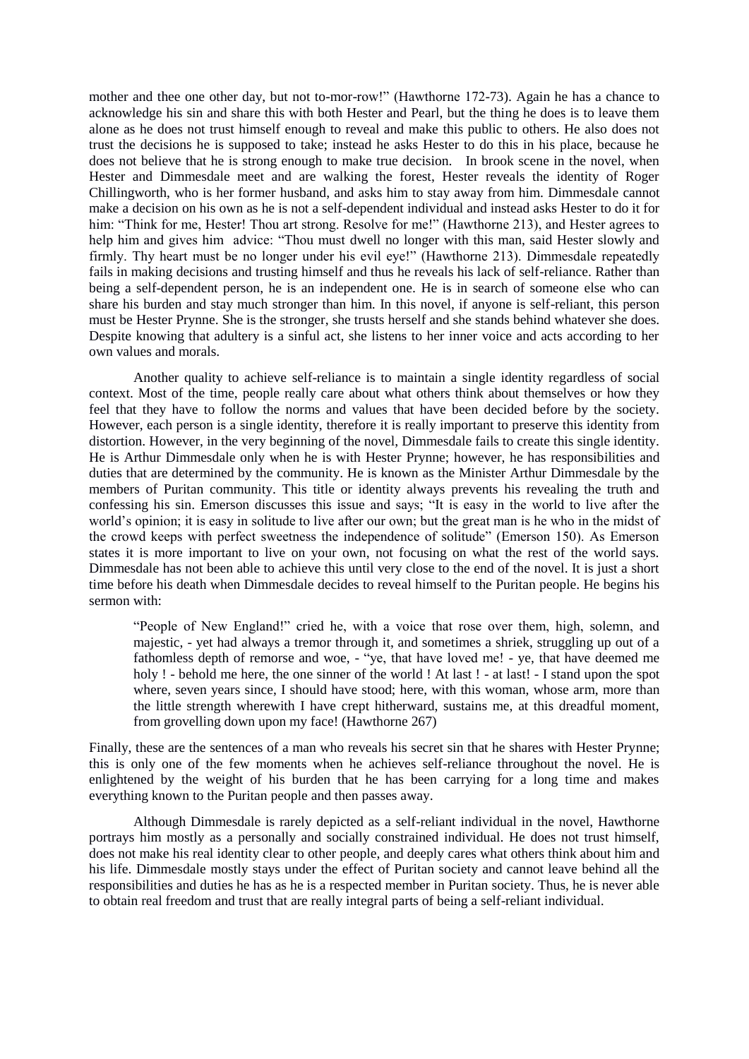mother and thee one other day, but not to-mor-row!" (Hawthorne 172-73). Again he has a chance to acknowledge his sin and share this with both Hester and Pearl, but the thing he does is to leave them alone as he does not trust himself enough to reveal and make this public to others. He also does not trust the decisions he is supposed to take; instead he asks Hester to do this in his place, because he does not believe that he is strong enough to make true decision. In brook scene in the novel, when Hester and Dimmesdale meet and are walking the forest, Hester reveals the identity of Roger Chillingworth, who is her former husband, and asks him to stay away from him. Dimmesdale cannot make a decision on his own as he is not a self-dependent individual and instead asks Hester to do it for him: "Think for me, Hester! Thou art strong. Resolve for me!" (Hawthorne 213), and Hester agrees to help him and gives him advice: "Thou must dwell no longer with this man, said Hester slowly and firmly. Thy heart must be no longer under his evil eye!" (Hawthorne 213). Dimmesdale repeatedly fails in making decisions and trusting himself and thus he reveals his lack of self-reliance. Rather than being a self-dependent person, he is an independent one. He is in search of someone else who can share his burden and stay much stronger than him. In this novel, if anyone is self-reliant, this person must be Hester Prynne. She is the stronger, she trusts herself and she stands behind whatever she does. Despite knowing that adultery is a sinful act, she listens to her inner voice and acts according to her own values and morals.

Another quality to achieve self-reliance is to maintain a single identity regardless of social context. Most of the time, people really care about what others think about themselves or how they feel that they have to follow the norms and values that have been decided before by the society. However, each person is a single identity, therefore it is really important to preserve this identity from distortion. However, in the very beginning of the novel, Dimmesdale fails to create this single identity. He is Arthur Dimmesdale only when he is with Hester Prynne; however, he has responsibilities and duties that are determined by the community. He is known as the Minister Arthur Dimmesdale by the members of Puritan community. This title or identity always prevents his revealing the truth and confessing his sin. Emerson discusses this issue and says; "It is easy in the world to live after the world's opinion; it is easy in solitude to live after our own; but the great man is he who in the midst of the crowd keeps with perfect sweetness the independence of solitude" (Emerson 150). As Emerson states it is more important to live on your own, not focusing on what the rest of the world says. Dimmesdale has not been able to achieve this until very close to the end of the novel. It is just a short time before his death when Dimmesdale decides to reveal himself to the Puritan people. He begins his sermon with:

> "People of New England!" cried he, with a voice that rose over them, high, solemn, and majestic, - yet had always a tremor through it, and sometimes a shriek, struggling up out of a fathomless depth of remorse and woe, - "ye, that have loved me! - ye, that have deemed me holy ! - behold me here, the one sinner of the world ! At last ! - at last! - I stand upon the spot where, seven years since, I should have stood; here, with this woman, whose arm, more than the little strength wherewith I have crept hitherward, sustains me, at this dreadful moment, from grovelling down upon my face! (Hawthorne 267)

Finally, these are the sentences of a man who reveals his secret sin that he shares with Hester Prynne; this is only one of the few moments when he achieves self-reliance throughout the novel. He is enlightened by the weight of his burden that he has been carrying for a long time and makes everything known to the Puritan people and then passes away.

Although Dimmesdale is rarely depicted as a self-reliant individual in the novel, Hawthorne portrays him mostly as a personally and socially constrained individual. He does not trust himself, does not make his real identity clear to other people, and deeply cares what others think about him and his life. Dimmesdale mostly stays under the effect of Puritan society and cannot leave behind all the responsibilities and duties he has as he is a respected member in Puritan society. Thus, he is never able to obtain real freedom and trust that are really integral parts of being a self-reliant individual.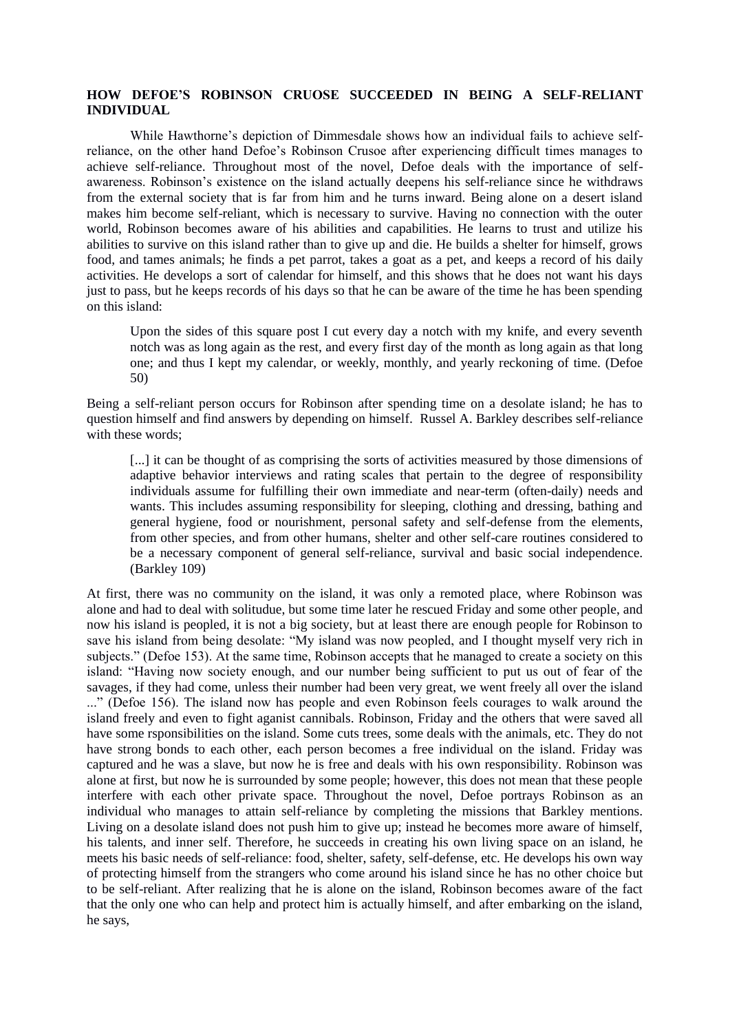**HOW DEFOE'S ROBINSON CRUOSE SUCCEEDED IN BEING A SELF-RELIANT INDIVIDUAL**

While Hawthorne's depiction of Dimmesdale shows how an individual fails to achieve self-reliance, on the other hand Defoe's Robinson Crusoe after experiencing difficult times manages to achieve self-reliance. Throughout most of the novel, Defoe deals with the importance of self-awareness. Robinson's existence on the island actually deepens his self-reliance since he withdraws from the external society that is far from him and he turns inward. Being alone on a desert island makes him become self-reliant, which is necessary to survive. Having no connection with the outer world, Robinson becomes aware of his abilities and capabilities. He learns to trust and utilize his abilities to survive on this island rather than to give up and die. He builds a shelter for himself, grows food, and tames animals; he finds a pet parrot, takes a goat as a pet, and keeps a record of his daily activities. He develops a sort of calendar for himself, and this shows that he does not want his days just to pass, but he keeps records of his days so that he can be aware of the time he has been spending on this island:

> Upon the sides of this square post I cut every day a notch with my knife, and every seventh notch was as long again as the rest, and every first day of the month as long again as that long one; and thus I kept my calendar, or weekly, monthly, and yearly reckoning of time. (Defoe 50)

Being a self-reliant person occurs for Robinson after spending time on a desolate island; he has to question himself and find answers by depending on himself. Russel A. Barkley describes self-reliance with these words;

> [...] it can be thought of as comprising the sorts of activities measured by those dimensions of adaptive behavior interviews and rating scales that pertain to the degree of responsibility individuals assume for fulfilling their own immediate and near-term (often-daily) needs and wants. This includes assuming responsibility for sleeping, clothing and dressing, bathing and general hygiene, food or nourishment, personal safety and self-defense from the elements, from other species, and from other humans, shelter and other self-care routines considered to be a necessary component of general self-reliance, survival and basic social independence. (Barkley 109)

At first, there was no community on the island, it was only a remoted place, where Robinson was alone and had to deal with solitudue, but some time later he rescued Friday and some other people, and now his island is peopled, it is not a big society, but at least there are enough people for Robinson to save his island from being desolate: "My island was now peopled, and I thought myself very rich in subjects." (Defoe 153). At the same time, Robinson accepts that he managed to create a society on this island: "Having now society enough, and our number being sufficient to put us out of fear of the savages, if they had come, unless their number had been very great, we went freely all over the island ..." (Defoe 156). The island now has people and even Robinson feels courages to walk around the island freely and even to fight aganist cannibals. Robinson, Friday and the others that were saved all have some rsponsibilities on the island. Some cuts trees, some deals with the animals, etc. They do not have strong bonds to each other, each person becomes a free individual on the island. Friday was captured and he was a slave, but now he is free and deals with his own responsibility. Robinson was alone at first, but now he is surrounded by some people; however, this does not mean that these people interfere with each other private space. Throughout the novel, Defoe portrays Robinson as an individual who manages to attain self-reliance by completing the missions that Barkley mentions. Living on a desolate island does not push him to give up; instead he becomes more aware of himself, his talents, and inner self. Therefore, he succeeds in creating his own living space on an island, he meets his basic needs of self-reliance: food, shelter, safety, self-defense, etc. He develops his own way of protecting himself from the strangers who come around his island since he has no other choice but to be self-reliant. After realizing that he is alone on the island, Robinson becomes aware of the fact that the only one who can help and protect him is actually himself, and after embarking on the island, he says,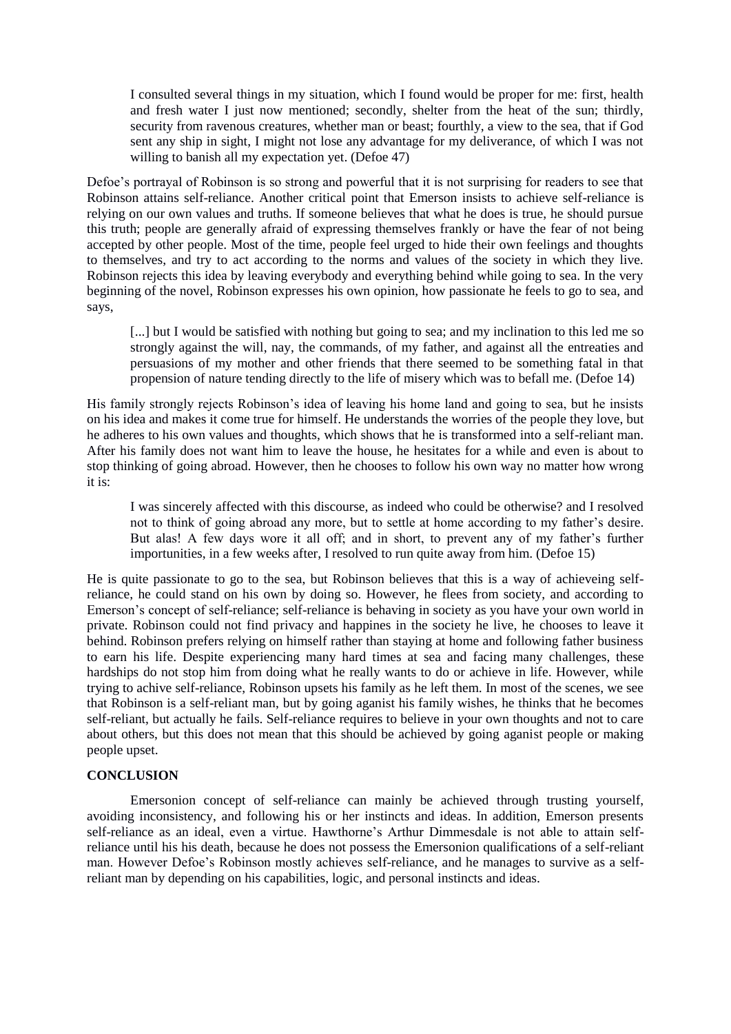> I consulted several things in my situation, which I found would be proper for me: first, health and fresh water I just now mentioned; secondly, shelter from the heat of the sun; thirdly, security from ravenous creatures, whether man or beast; fourthly, a view to the sea, that if God sent any ship in sight, I might not lose any advantage for my deliverance, of which I was not willing to banish all my expectation yet. (Defoe 47)

Defoe's portrayal of Robinson is so strong and powerful that it is not surprising for readers to see that Robinson attains self-reliance. Another critical point that Emerson insists to achieve self-reliance is relying on our own values and truths. If someone believes that what he does is true, he should pursue this truth; people are generally afraid of expressing themselves frankly or have the fear of not being accepted by other people. Most of the time, people feel urged to hide their own feelings and thoughts to themselves, and try to act according to the norms and values of the society in which they live. Robinson rejects this idea by leaving everybody and everything behind while going to sea. In the very beginning of the novel, Robinson expresses his own opinion, how passionate he feels to go to sea, and says,

> [...] but I would be satisfied with nothing but going to sea; and my inclination to this led me so strongly against the will, nay, the commands, of my father, and against all the entreaties and persuasions of my mother and other friends that there seemed to be something fatal in that propension of nature tending directly to the life of misery which was to befall me. (Defoe 14)

His family strongly rejects Robinson's idea of leaving his home land and going to sea, but he insists on his idea and makes it come true for himself. He understands the worries of the people they love, but he adheres to his own values and thoughts, which shows that he is transformed into a self-reliant man. After his family does not want him to leave the house, he hesitates for a while and even is about to stop thinking of going abroad. However, then he chooses to follow his own way no matter how wrong it is:

> I was sincerely affected with this discourse, as indeed who could be otherwise? and I resolved not to think of going abroad any more, but to settle at home according to my father's desire. But alas! A few days wore it all off; and in short, to prevent any of my father's further importunities, in a few weeks after, I resolved to run quite away from him. (Defoe 15)

He is quite passionate to go to the sea, but Robinson believes that this is a way of achieveing self-reliance, he could stand on his own by doing so. However, he flees from society, and according to Emerson's concept of self-reliance; self-reliance is behaving in society as you have your own world in private. Robinson could not find privacy and happines in the society he live, he chooses to leave it behind. Robinson prefers relying on himself rather than staying at home and following father business to earn his life. Despite experiencing many hard times at sea and facing many challenges, these hardships do not stop him from doing what he really wants to do or achieve in life. However, while trying to achive self-reliance, Robinson upsets his family as he left them. In most of the scenes, we see that Robinson is a self-reliant man, but by going aganist his family wishes, he thinks that he becomes self-reliant, but actually he fails. Self-reliance requires to believe in your own thoughts and not to care about others, but this does not mean that this should be achieved by going aganist people or making people upset.

## CONCLUSION

Emersonion concept of self-reliance can mainly be achieved through trusting yourself, avoiding inconsistency, and following his or her instincts and ideas. In addition, Emerson presents self-reliance as an ideal, even a virtue. Hawthorne's Arthur Dimmesdale is not able to attain self-reliance until his his death, because he does not possess the Emersonion qualifications of a self-reliant man. However Defoe's Robinson mostly achieves self-reliance, and he manages to survive as a self-reliant man by depending on his capabilities, logic, and personal instincts and ideas.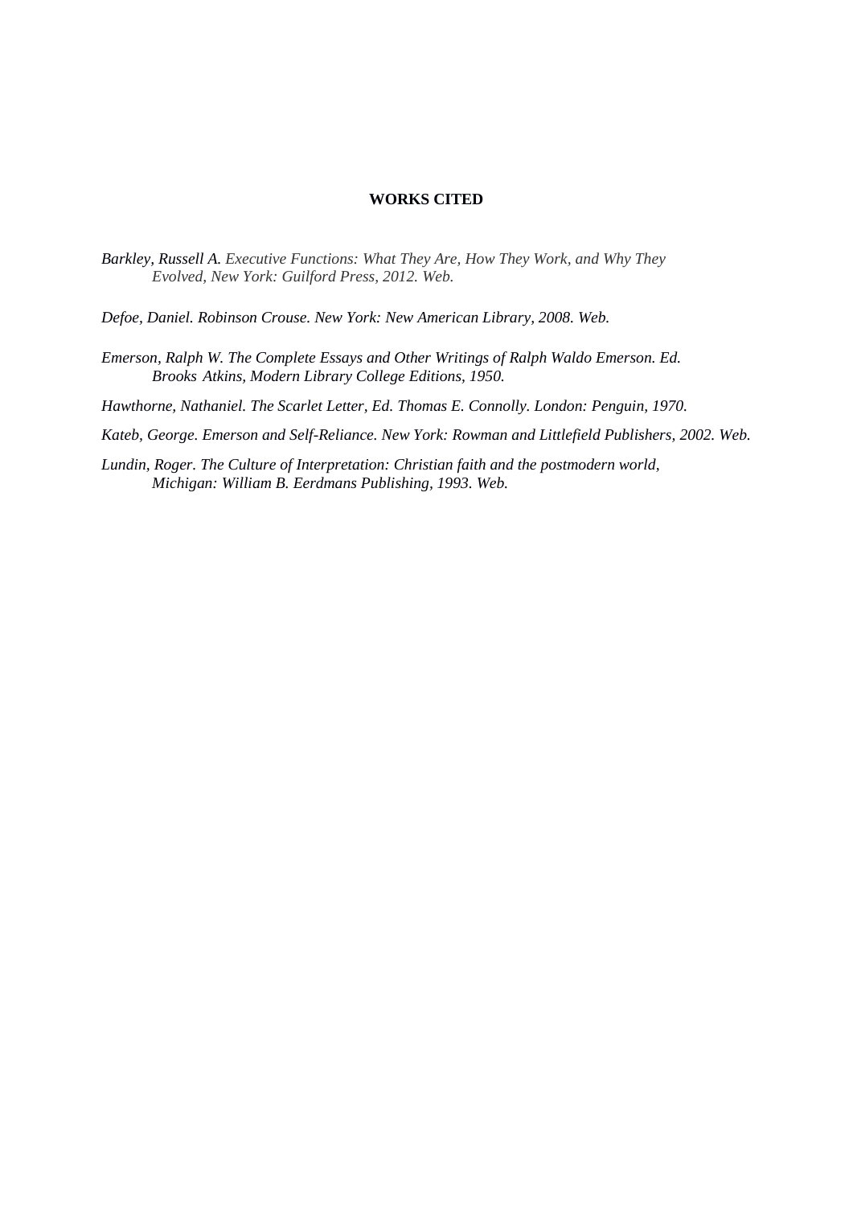**WORKS CITED**

*Barkley, Russell A. Executive Functions: What They Are, How They Work, and Why They Evolved, New York: Guilford Press, 2012. Web.*

*Defoe, Daniel. Robinson Crouse. New York: New American Library, 2008. Web.*

*Emerson, Ralph W. The Complete Essays and Other Writings of Ralph Waldo Emerson. Ed. Brooks Atkins, Modern Library College Editions, 1950.*

*Hawthorne, Nathaniel. The Scarlet Letter, Ed. Thomas E. Connolly. London: Penguin, 1970.*

*Kateb, George. Emerson and Self-Reliance. New York: Rowman and Littlefield Publishers, 2002. Web.*

*Lundin, Roger. The Culture of Interpretation: Christian faith and the postmodern world, Michigan: William B. Eerdmans Publishing, 1993. Web.*